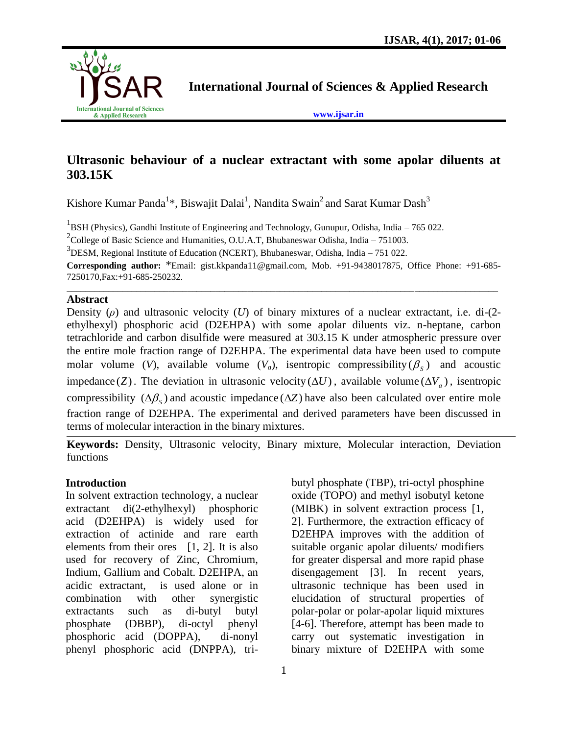# Ultrasonic behaviour of a nuclear extractant with some apolar diluents at 303.15K

Kishore Kumar Panda[1]*, Biswajit Dalai[1], Nandita Swain[2] and Sarat Kumar Dash[3]

[1]BSH (Physics), Gandhi Institute of Engineering and Technology, Gunupur, Odisha, India – 765 022.

[2]College of Basic Science and Humanities, O.U.A.T, Bhubaneswar Odisha, India – 751003.

[3]DESM, Regional Institute of Education (NCERT), Bhubaneswar, Odisha, India – 751 022.

**Corresponding author:** *Email: gist.kkpanda11@gmail.com, Mob. +91-9438017875, Office Phone: +91-685-7250170,Fax:+91-685-250232.

## Abstract

Density ($\rho$) and ultrasonic velocity ($U$) of binary mixtures of a nuclear extractant, i.e. di-(2-ethylhexyl) phosphoric acid (D2EHPA) with some apolar diluents viz. n-heptane, carbon tetrachloride and carbon disulfide were measured at 303.15 K under atmospheric pressure over the entire mole fraction range of D2EHPA. The experimental data have been used to compute molar volume ($V$), available volume ($V_a$), isentropic compressibility $(\beta_S)$ and acoustic impedance $(Z)$. The deviation in ultrasonic velocity $(\Delta U)$, available volume $(\Delta V_a)$, isentropic compressibility $(\Delta\beta_S)$ and acoustic impedance $(\Delta Z)$ have also been calculated over entire mole fraction range of D2EHPA. The experimental and derived parameters have been discussed in terms of molecular interaction in the binary mixtures.

**Keywords:** Density, Ultrasonic velocity, Binary mixture, Molecular interaction, Deviation functions

## Introduction

In solvent extraction technology, a nuclear extractant di(2-ethylhexyl) phosphoric acid (D2EHPA) is widely used for extraction of actinide and rare earth elements from their ores [1, 2]. It is also used for recovery of Zinc, Chromium, Indium, Gallium and Cobalt. D2EHPA, an acidic extractant, is used alone or in combination with other synergistic extractants such as di-butyl butyl phosphate (DBBP), di-octyl phenyl phosphoric acid (DOPPA), di-nonyl phenyl phosphoric acid (DNPPA), tri-butyl phosphate (TBP), tri-octyl phosphine oxide (TOPO) and methyl isobutyl ketone (MIBK) in solvent extraction process [1, 2]. Furthermore, the extraction efficacy of D2EHPA improves with the addition of suitable organic apolar diluents/ modifiers for greater dispersal and more rapid phase disengagement [3]. In recent years, ultrasonic technique has been used in elucidation of structural properties of polar-polar or polar-apolar liquid mixtures [4-6]. Therefore, attempt has been made to carry out systematic investigation in binary mixture of D2EHPA with some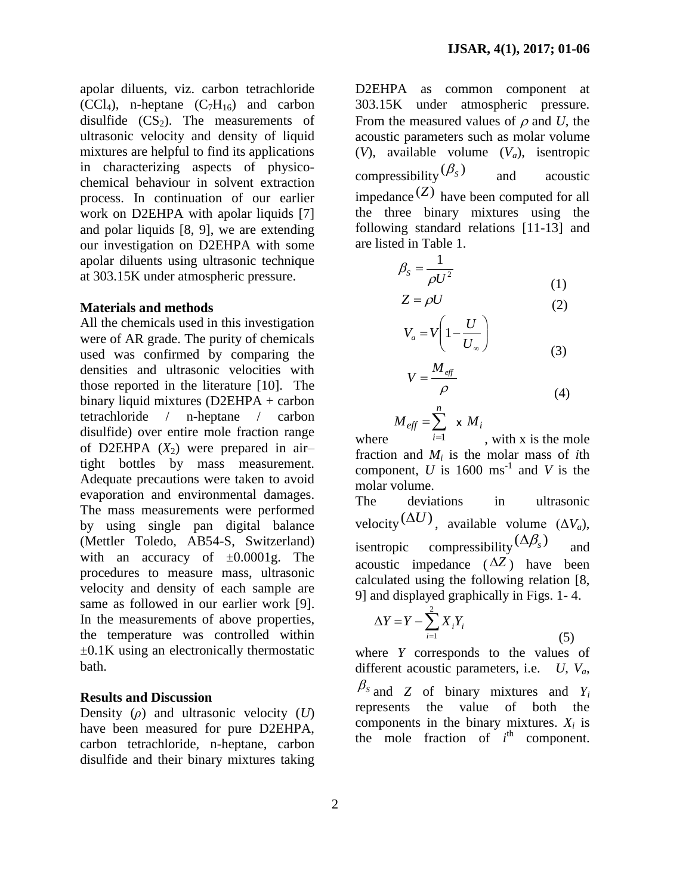apolar diluents, viz. carbon tetrachloride ($CCl_4$), n-heptane ($C_7H_{16}$) and carbon disulfide ($CS_2$). The measurements of ultrasonic velocity and density of liquid mixtures are helpful to find its applications in characterizing aspects of physico-chemical behaviour in solvent extraction process. In continuation of our earlier work on D2EHPA with apolar liquids [7] and polar liquids [8, 9], we are extending our investigation on D2EHPA with some apolar diluents using ultrasonic technique at 303.15K under atmospheric pressure.

## Materials and methods

All the chemicals used in this investigation were of AR grade. The purity of chemicals used was confirmed by comparing the densities and ultrasonic velocities with those reported in the literature [10]. The binary liquid mixtures (D2EHPA + carbon tetrachloride / n-heptane / carbon disulfide) over entire mole fraction range of D2EHPA ($X_2$) were prepared in air–tight bottles by mass measurement. Adequate precautions were taken to avoid evaporation and environmental damages. The mass measurements were performed by using single pan digital balance (Mettler Toledo, AB54-S, Switzerland) with an accuracy of ±0.0001g. The procedures to measure mass, ultrasonic velocity and density of each sample are same as followed in our earlier work [9]. In the measurements of above properties, the temperature was controlled within ±0.1K using an electronically thermostatic bath.

## Results and Discussion

Density ($\rho$) and ultrasonic velocity ($U$) have been measured for pure D2EHPA, carbon tetrachloride, n-heptane, carbon disulfide and their binary mixtures taking D2EHPA as common component at 303.15K under atmospheric pressure. From the measured values of $\rho$ and $U$, the acoustic parameters such as molar volume ($V$), available volume ($V_a$), isentropic compressibility $(\beta_S)$ and acoustic impedance $(Z)$ have been computed for all the three binary mixtures using the following standard relations [11-13] and are listed in Table 1.

$$\beta_S = \frac{1}{\rho U^2} \qquad (1)$$

$$Z = \rho U \qquad (2)$$

$$V_a = V\left(1 - \frac{U}{U_\infty}\right) \qquad (3)$$

$$V = \frac{M_{eff}}{\rho} \qquad (4)$$

where $M_{eff} = \sum_{i=1}^{n} x\, M_i$, with x is the mole fraction and $M_i$ is the molar mass of *i*th component, $U$ is 1600 $ms^{-1}$ and $V$ is the molar volume.

The deviations in ultrasonic velocity $(\Delta U)$, available volume ($\Delta V_a$), isentropic compressibility $(\Delta\beta_s)$ and acoustic impedance ($\Delta Z$) have been calculated using the following relation [8, 9] and displayed graphically in Figs. 1- 4.

$$\Delta Y = Y - \sum_{i=1}^{2} X_i Y_i \qquad (5)$$

where $Y$ corresponds to the values of different acoustic parameters, i.e. $U$, $V_a$, $\beta_S$ and $Z$ of binary mixtures and $Y_i$ represents the value of both the components in the binary mixtures. $X_i$ is the mole fraction of $i^{th}$ component.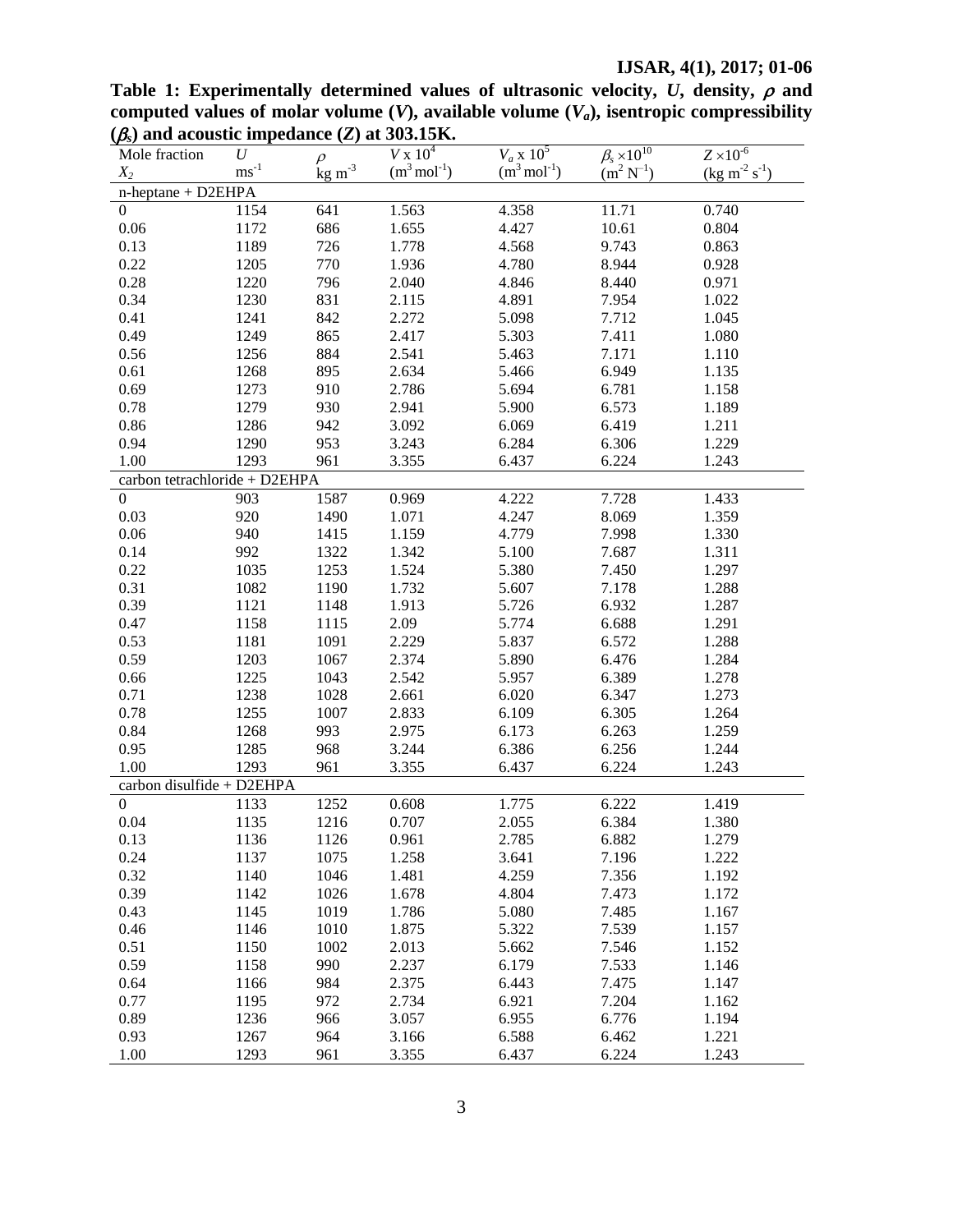**Table 1: Experimentally determined values of ultrasonic velocity, $U$, density, $\rho$ and computed values of molar volume ($V$), available volume ($V_a$), isentropic compressibility ($\beta_s$) and acoustic impedance ($Z$) at 303.15K.**

| Mole fraction $X_2$ | $U$ $ms^{-1}$ | $\rho$ $kg\ m^{-3}$ | $V \times 10^4$ $(m^3 mol^{-1})$ | $V_a \times 10^5$ $(m^3 mol^{-1})$ | $\beta_s \times 10^{10}$ $(m^2 N^{-1})$ | $Z \times 10^{-6}$ $(kg\ m^{-2} s^{-1})$ |
|---|---|---|---|---|---|---|
| n-heptane + D2EHPA | | | | | | |
| 0 | 1154 | 641 | 1.563 | 4.358 | 11.71 | 0.740 |
| 0.06 | 1172 | 686 | 1.655 | 4.427 | 10.61 | 0.804 |
| 0.13 | 1189 | 726 | 1.778 | 4.568 | 9.743 | 0.863 |
| 0.22 | 1205 | 770 | 1.936 | 4.780 | 8.944 | 0.928 |
| 0.28 | 1220 | 796 | 2.040 | 4.846 | 8.440 | 0.971 |
| 0.34 | 1230 | 831 | 2.115 | 4.891 | 7.954 | 1.022 |
| 0.41 | 1241 | 842 | 2.272 | 5.098 | 7.712 | 1.045 |
| 0.49 | 1249 | 865 | 2.417 | 5.303 | 7.411 | 1.080 |
| 0.56 | 1256 | 884 | 2.541 | 5.463 | 7.171 | 1.110 |
| 0.61 | 1268 | 895 | 2.634 | 5.466 | 6.949 | 1.135 |
| 0.69 | 1273 | 910 | 2.786 | 5.694 | 6.781 | 1.158 |
| 0.78 | 1279 | 930 | 2.941 | 5.900 | 6.573 | 1.189 |
| 0.86 | 1286 | 942 | 3.092 | 6.069 | 6.419 | 1.211 |
| 0.94 | 1290 | 953 | 3.243 | 6.284 | 6.306 | 1.229 |
| 1.00 | 1293 | 961 | 3.355 | 6.437 | 6.224 | 1.243 |
| carbon tetrachloride + D2EHPA | | | | | | |
| 0 | 903 | 1587 | 0.969 | 4.222 | 7.728 | 1.433 |
| 0.03 | 920 | 1490 | 1.071 | 4.247 | 8.069 | 1.359 |
| 0.06 | 940 | 1415 | 1.159 | 4.779 | 7.998 | 1.330 |
| 0.14 | 992 | 1322 | 1.342 | 5.100 | 7.687 | 1.311 |
| 0.22 | 1035 | 1253 | 1.524 | 5.380 | 7.450 | 1.297 |
| 0.31 | 1082 | 1190 | 1.732 | 5.607 | 7.178 | 1.288 |
| 0.39 | 1121 | 1148 | 1.913 | 5.726 | 6.932 | 1.287 |
| 0.47 | 1158 | 1115 | 2.09 | 5.774 | 6.688 | 1.291 |
| 0.53 | 1181 | 1091 | 2.229 | 5.837 | 6.572 | 1.288 |
| 0.59 | 1203 | 1067 | 2.374 | 5.890 | 6.476 | 1.284 |
| 0.66 | 1225 | 1043 | 2.542 | 5.957 | 6.389 | 1.278 |
| 0.71 | 1238 | 1028 | 2.661 | 6.020 | 6.347 | 1.273 |
| 0.78 | 1255 | 1007 | 2.833 | 6.109 | 6.305 | 1.264 |
| 0.84 | 1268 | 993 | 2.975 | 6.173 | 6.263 | 1.259 |
| 0.95 | 1285 | 968 | 3.244 | 6.386 | 6.256 | 1.244 |
| 1.00 | 1293 | 961 | 3.355 | 6.437 | 6.224 | 1.243 |
| carbon disulfide + D2EHPA | | | | | | |
| 0 | 1133 | 1252 | 0.608 | 1.775 | 6.222 | 1.419 |
| 0.04 | 1135 | 1216 | 0.707 | 2.055 | 6.384 | 1.380 |
| 0.13 | 1136 | 1126 | 0.961 | 2.785 | 6.882 | 1.279 |
| 0.24 | 1137 | 1075 | 1.258 | 3.641 | 7.196 | 1.222 |
| 0.32 | 1140 | 1046 | 1.481 | 4.259 | 7.356 | 1.192 |
| 0.39 | 1142 | 1026 | 1.678 | 4.804 | 7.473 | 1.172 |
| 0.43 | 1145 | 1019 | 1.786 | 5.080 | 7.485 | 1.167 |
| 0.46 | 1146 | 1010 | 1.875 | 5.322 | 7.539 | 1.157 |
| 0.51 | 1150 | 1002 | 2.013 | 5.662 | 7.546 | 1.152 |
| 0.59 | 1158 | 990 | 2.237 | 6.179 | 7.533 | 1.146 |
| 0.64 | 1166 | 984 | 2.375 | 6.443 | 7.475 | 1.147 |
| 0.77 | 1195 | 972 | 2.734 | 6.921 | 7.204 | 1.162 |
| 0.89 | 1236 | 966 | 3.057 | 6.955 | 6.776 | 1.194 |
| 0.93 | 1267 | 964 | 3.166 | 6.588 | 6.462 | 1.221 |
| 1.00 | 1293 | 961 | 3.355 | 6.437 | 6.224 | 1.243 |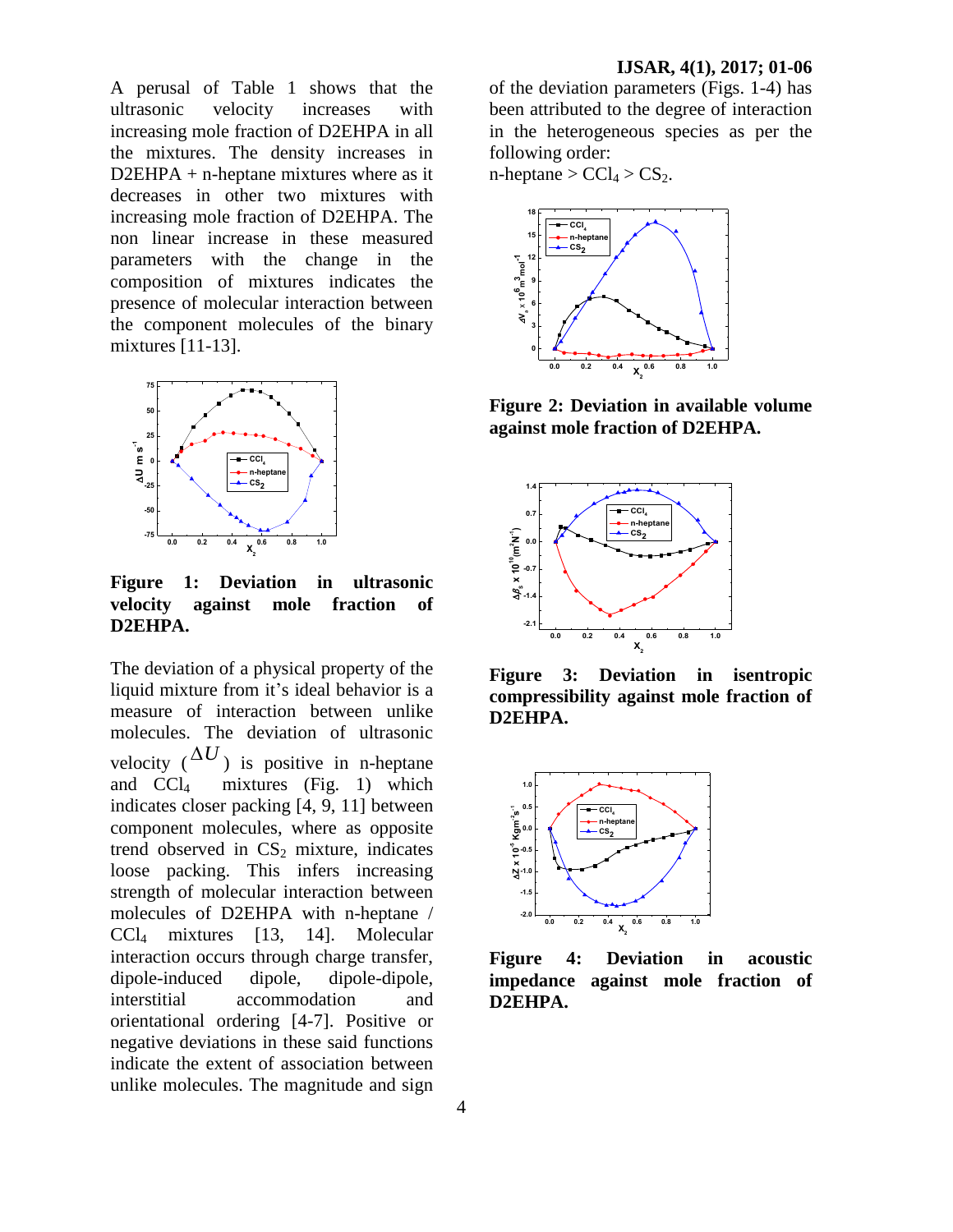A perusal of Table 1 shows that the ultrasonic velocity increases with increasing mole fraction of D2EHPA in all the mixtures. The density increases in D2EHPA + n-heptane mixtures where as it decreases in other two mixtures with increasing mole fraction of D2EHPA. The non linear increase in these measured parameters with the change in the composition of mixtures indicates the presence of molecular interaction between the component molecules of the binary mixtures [11-13].

**Figure 1: Deviation in ultrasonic velocity against mole fraction of D2EHPA.**

The deviation of a physical property of the liquid mixture from it's ideal behavior is a measure of interaction between unlike molecules. The deviation of ultrasonic velocity ($\Delta U$) is positive in n-heptane and $CCl_4$ mixtures (Fig. 1) which indicates closer packing [4, 9, 11] between component molecules, where as opposite trend observed in $CS_2$ mixture, indicates loose packing. This infers increasing strength of molecular interaction between molecules of D2EHPA with n-heptane / $CCl_4$ mixtures [13, 14]. Molecular interaction occurs through charge transfer, dipole-induced dipole, dipole-dipole, interstitial accommodation and orientational ordering [4-7]. Positive or negative deviations in these said functions indicate the extent of association between unlike molecules. The magnitude and sign of the deviation parameters (Figs. 1-4) has been attributed to the degree of interaction in the heterogeneous species as per the following order:

n-heptane > $CCl_4$ > $CS_2$.

**Figure 2: Deviation in available volume against mole fraction of D2EHPA.**

**Figure 3: Deviation in isentropic compressibility against mole fraction of D2EHPA.**

**Figure 4: Deviation in acoustic impedance against mole fraction of D2EHPA.**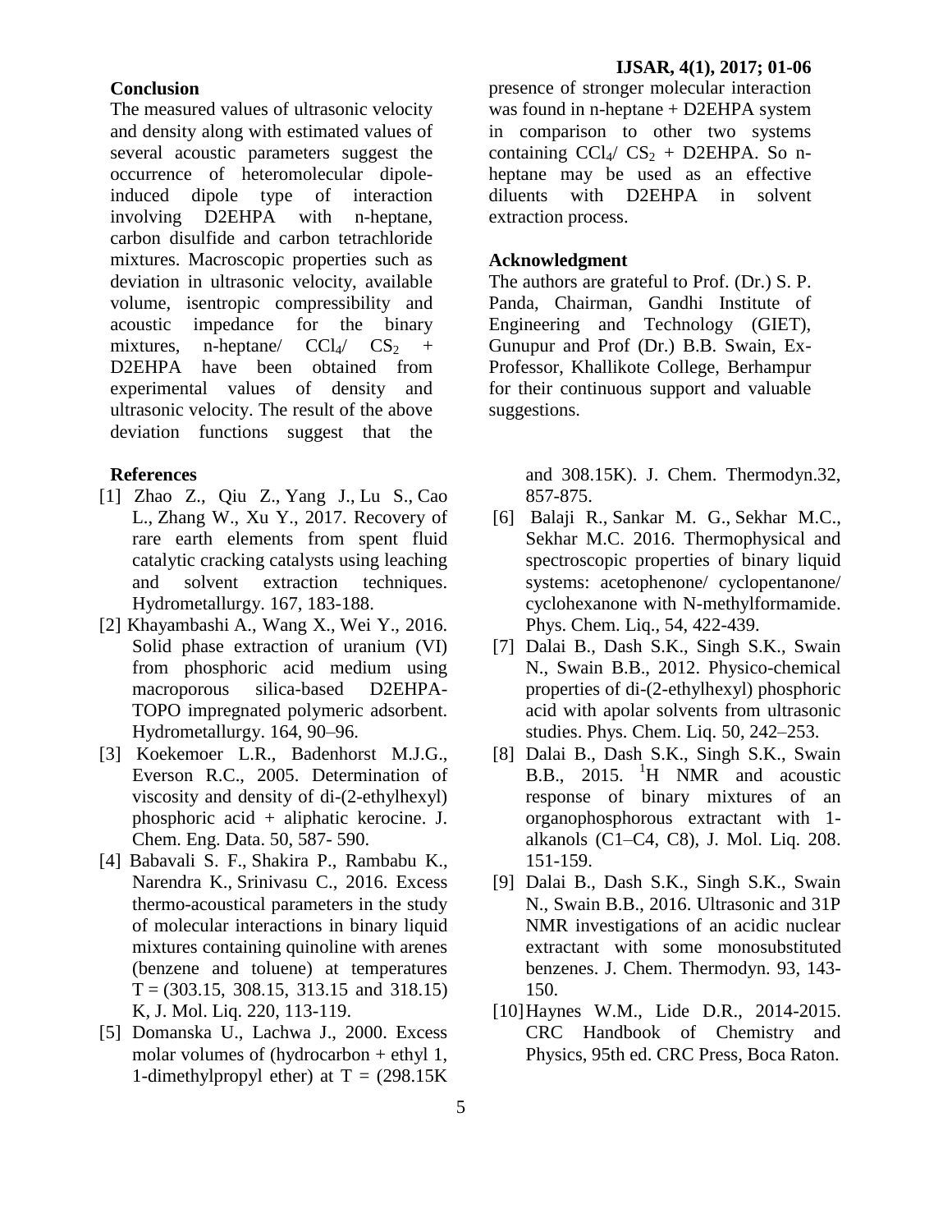## Conclusion

The measured values of ultrasonic velocity and density along with estimated values of several acoustic parameters suggest the occurrence of heteromolecular dipole-induced dipole type of interaction involving D2EHPA with n-heptane, carbon disulfide and carbon tetrachloride mixtures. Macroscopic properties such as deviation in ultrasonic velocity, available volume, isentropic compressibility and acoustic impedance for the binary mixtures, n-heptane/ $CCl_4$/ $CS_2$ + D2EHPA have been obtained from experimental values of density and ultrasonic velocity. The result of the above deviation functions suggest that the presence of stronger molecular interaction was found in n-heptane + D2EHPA system in comparison to other two systems containing $CCl_4$/ $CS_2$ + D2EHPA. So n-heptane may be used as an effective diluents with D2EHPA in solvent extraction process.

## Acknowledgment

The authors are grateful to Prof. (Dr.) S. P. Panda, Chairman, Gandhi Institute of Engineering and Technology (GIET), Gunupur and Prof (Dr.) B.B. Swain, Ex-Professor, Khallikote College, Berhampur for their continuous support and valuable suggestions.

## References

[1] Zhao Z., Qiu Z., Yang J., Lu S., Cao L., Zhang W., Xu Y., 2017. Recovery of rare earth elements from spent fluid catalytic cracking catalysts using leaching and solvent extraction techniques. Hydrometallurgy. 167, 183-188.

[2] Khayambashi A., Wang X., Wei Y., 2016. Solid phase extraction of uranium (VI) from phosphoric acid medium using macroporous silica-based D2EHPA-TOPO impregnated polymeric adsorbent. Hydrometallurgy. 164, 90–96.

[3] Koekemoer L.R., Badenhorst M.J.G., Everson R.C., 2005. Determination of viscosity and density of di-(2-ethylhexyl) phosphoric acid + aliphatic kerocine. J. Chem. Eng. Data. 50, 587- 590.

[4] Babavali S. F., Shakira P., Rambabu K., Narendra K., Srinivasu C., 2016. Excess thermo-acoustical parameters in the study of molecular interactions in binary liquid mixtures containing quinoline with arenes (benzene and toluene) at temperatures T = (303.15, 308.15, 313.15 and 318.15) K, J. Mol. Liq. 220, 113-119.

[5] Domanska U., Lachwa J., 2000. Excess molar volumes of (hydrocarbon + ethyl 1, 1-dimethylpropyl ether) at T = (298.15K and 308.15K). J. Chem. Thermodyn.32, 857-875.

[6] Balaji R., Sankar M. G., Sekhar M.C., Sekhar M.C. 2016. Thermophysical and spectroscopic properties of binary liquid systems: acetophenone/ cyclopentanone/ cyclohexanone with N-methylformamide. Phys. Chem. Liq., 54, 422-439.

[7] Dalai B., Dash S.K., Singh S.K., Swain N., Swain B.B., 2012. Physico-chemical properties of di-(2-ethylhexyl) phosphoric acid with apolar solvents from ultrasonic studies. Phys. Chem. Liq. 50, 242–253.

[8] Dalai B., Dash S.K., Singh S.K., Swain B.B., 2015. $^{1}H$ NMR and acoustic response of binary mixtures of an organophosphorous extractant with 1-alkanols (C1–C4, C8), J. Mol. Liq. 208. 151-159.

[9] Dalai B., Dash S.K., Singh S.K., Swain N., Swain B.B., 2016. Ultrasonic and 31P NMR investigations of an acidic nuclear extractant with some monosubstituted benzenes. J. Chem. Thermodyn. 93, 143-150.

[10] Haynes W.M., Lide D.R., 2014-2015. CRC Handbook of Chemistry and Physics, 95th ed. CRC Press, Boca Raton.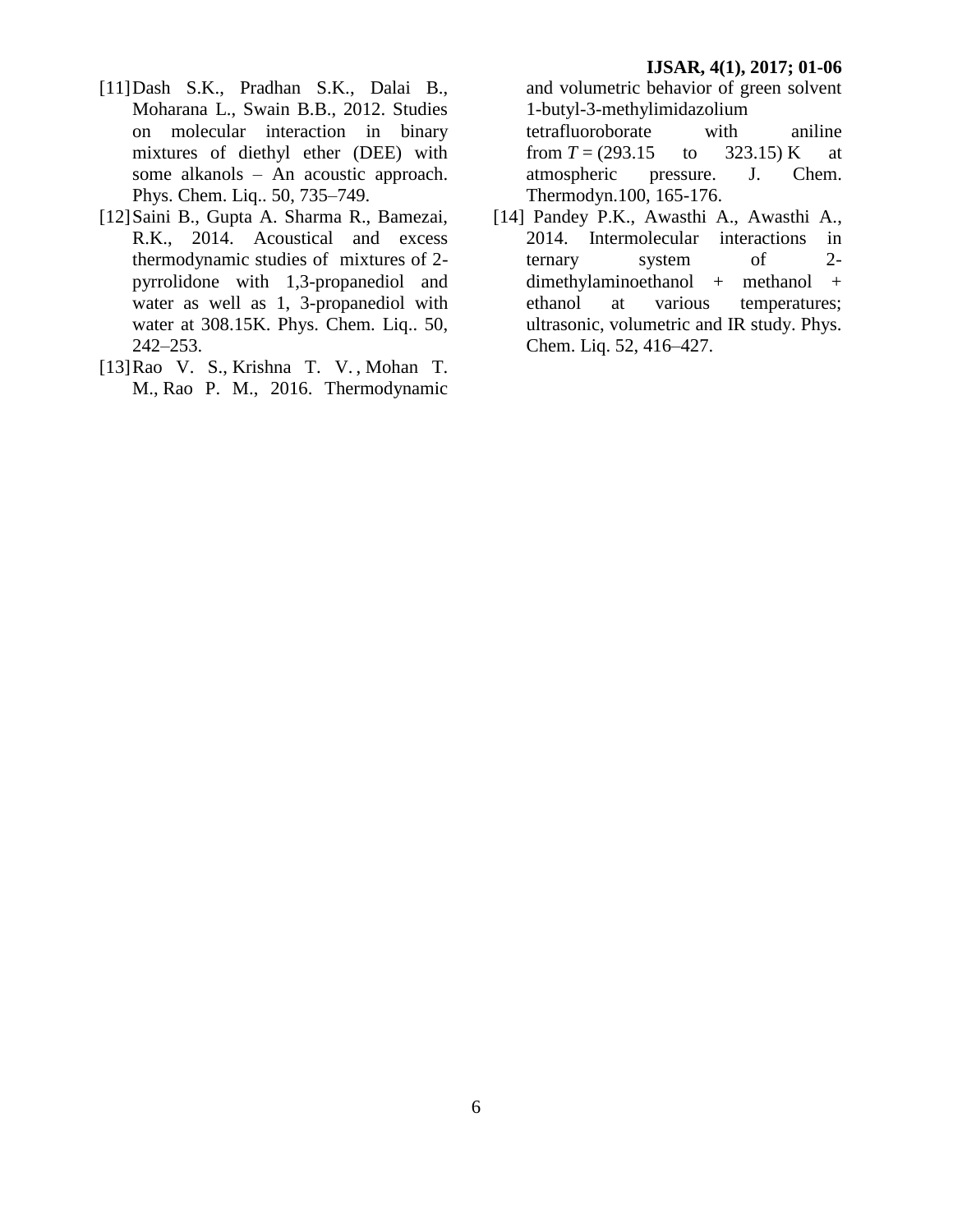[11] Dash S.K., Pradhan S.K., Dalai B., Moharana L., Swain B.B., 2012. Studies on molecular interaction in binary mixtures of diethyl ether (DEE) with some alkanols – An acoustic approach. Phys. Chem. Liq.. 50, 735–749.

[12] Saini B., Gupta A. Sharma R., Bamezai, R.K., 2014. Acoustical and excess thermodynamic studies of mixtures of 2-pyrrolidone with 1,3-propanediol and water as well as 1, 3-propanediol with water at 308.15K. Phys. Chem. Liq.. 50, 242–253.

[13] Rao V. S., Krishna T. V., Mohan T. M., Rao P. M., 2016. Thermodynamic and volumetric behavior of green solvent 1-butyl-3-methylimidazolium tetrafluoroborate with aniline from $T = (293.15$ to $323.15)$ K at atmospheric pressure. J. Chem. Thermodyn.100, 165-176.

[14] Pandey P.K., Awasthi A., Awasthi A., 2014. Intermolecular interactions in ternary system of 2-dimethylaminoethanol + methanol + ethanol at various temperatures; ultrasonic, volumetric and IR study. Phys. Chem. Liq. 52, 416–427.